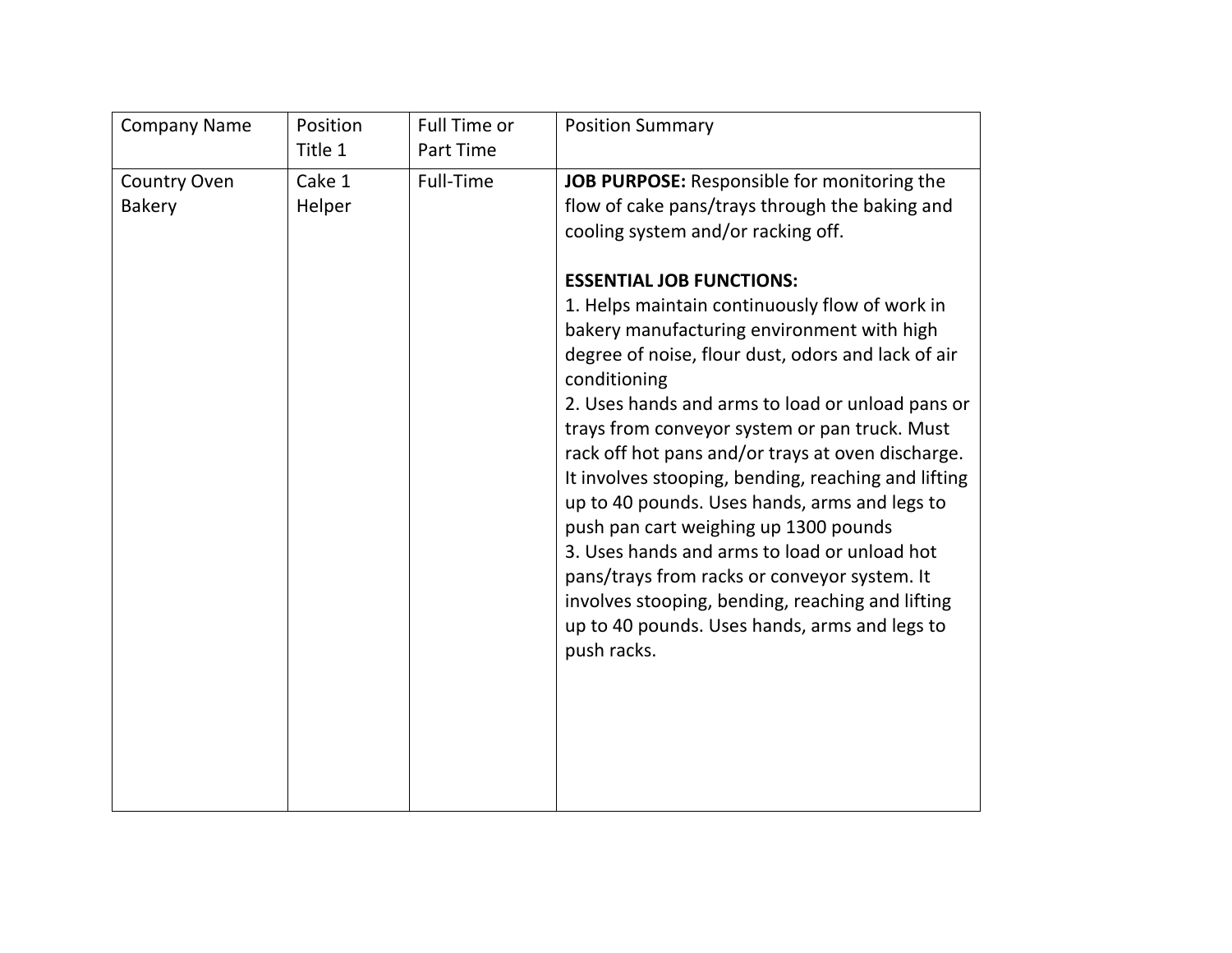| Company Name | Position Title 1 | Full Time or Part Time | Position Summary |
|---|---|---|---|
| Country Oven Bakery | Cake 1 Helper | Full-Time | **JOB PURPOSE:** Responsible for monitoring the flow of cake pans/trays through the baking and cooling system and/or racking off.<br><br>**ESSENTIAL JOB FUNCTIONS:**<br>1. Helps maintain continuously flow of work in bakery manufacturing environment with high degree of noise, flour dust, odors and lack of air conditioning<br>2. Uses hands and arms to load or unload pans or trays from conveyor system or pan truck. Must rack off hot pans and/or trays at oven discharge. It involves stooping, bending, reaching and lifting up to 40 pounds. Uses hands, arms and legs to push pan cart weighing up 1300 pounds<br>3. Uses hands and arms to load or unload hot pans/trays from racks or conveyor system. It involves stooping, bending, reaching and lifting up to 40 pounds. Uses hands, arms and legs to push racks. |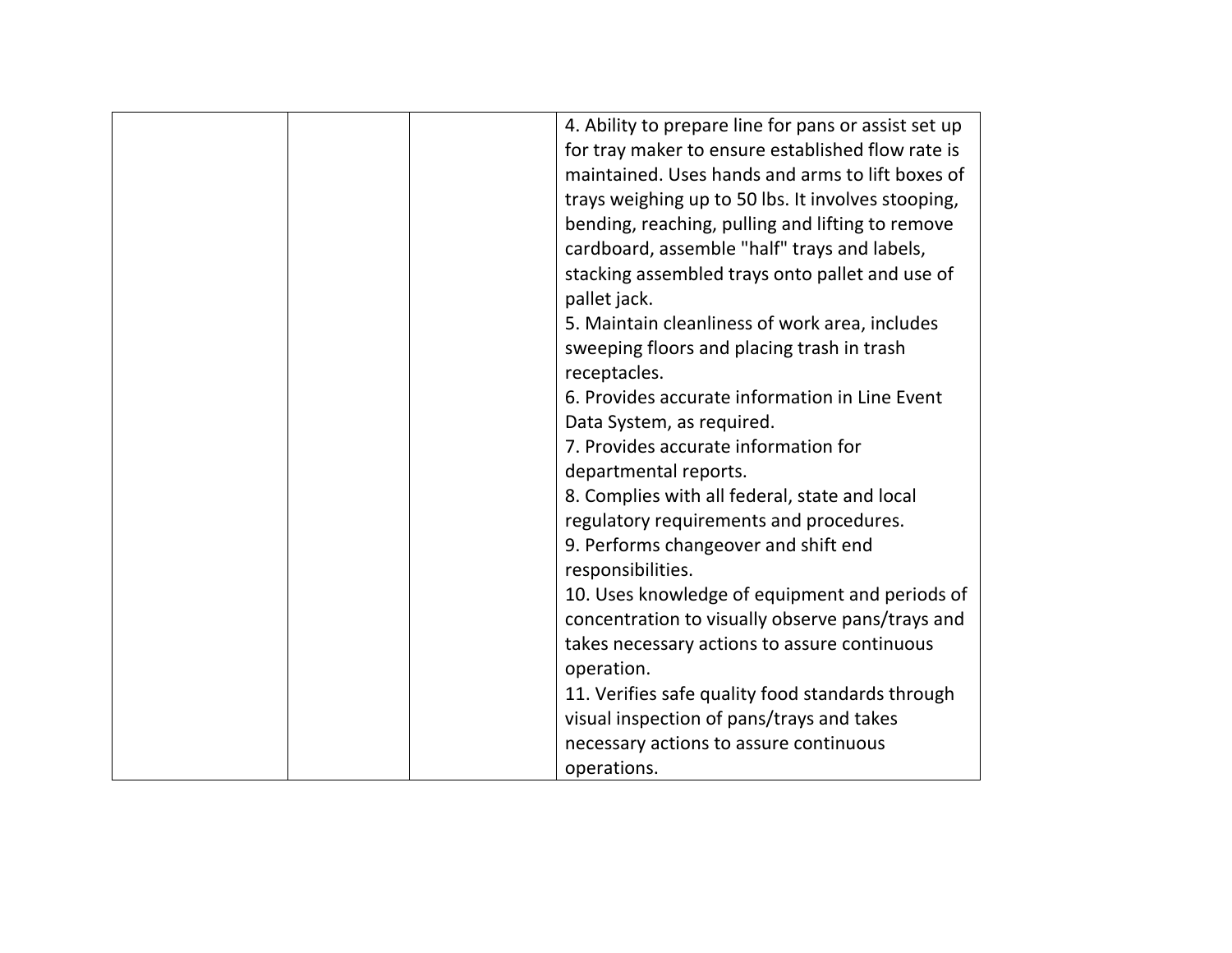|  |  |  | 4. Ability to prepare line for pans or assist set up for tray maker to ensure established flow rate is maintained. Uses hands and arms to lift boxes of trays weighing up to 50 lbs. It involves stooping, bending, reaching, pulling and lifting to remove cardboard, assemble "half" trays and labels, stacking assembled trays onto pallet and use of pallet jack.<br>5. Maintain cleanliness of work area, includes sweeping floors and placing trash in trash receptacles.<br>6. Provides accurate information in Line Event Data System, as required.<br>7. Provides accurate information for departmental reports.<br>8. Complies with all federal, state and local regulatory requirements and procedures.<br>9. Performs changeover and shift end responsibilities.<br>10. Uses knowledge of equipment and periods of concentration to visually observe pans/trays and takes necessary actions to assure continuous operation.<br>11. Verifies safe quality food standards through visual inspection of pans/trays and takes necessary actions to assure continuous operations. |
|---|---|---|---|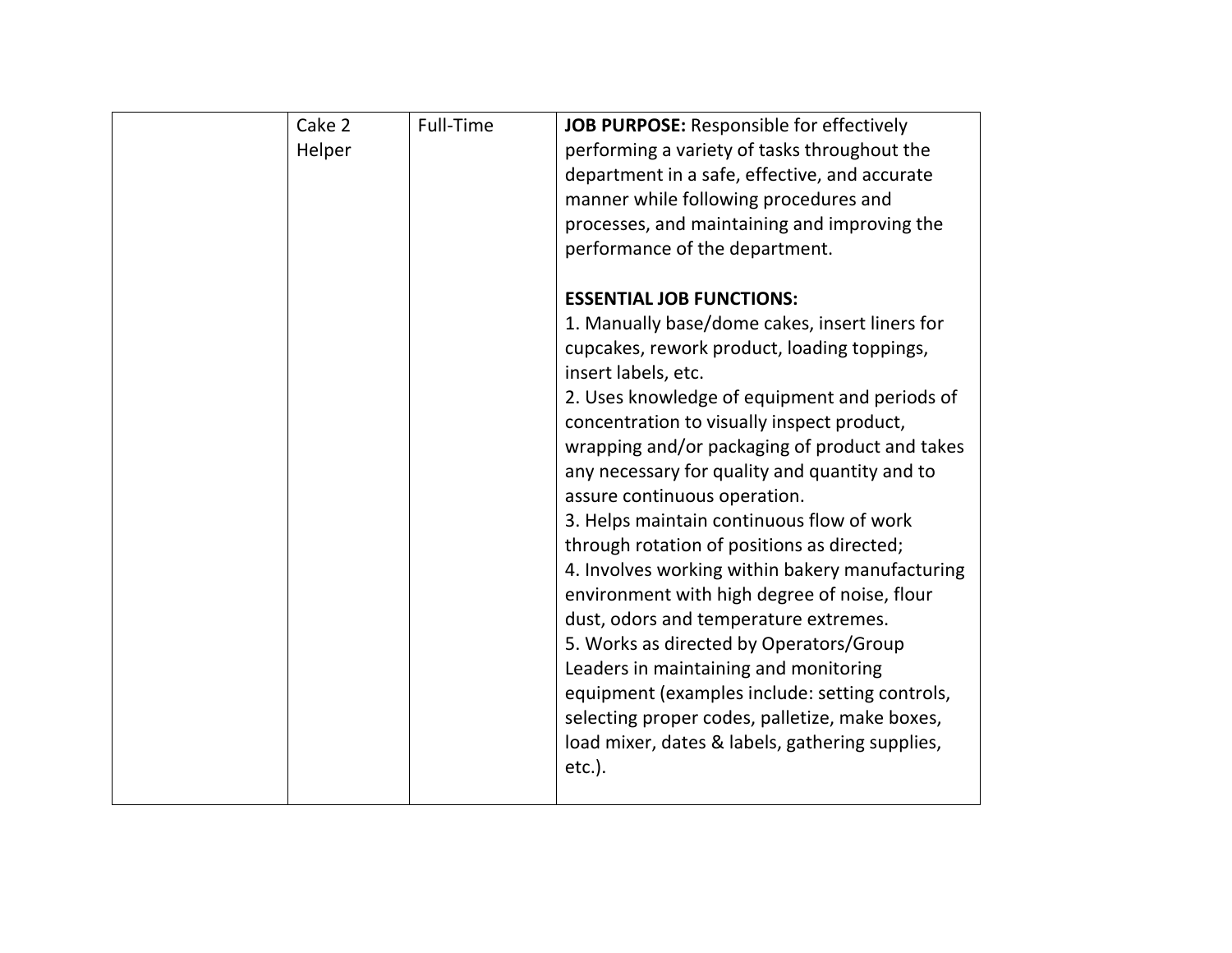| | | | |
|---|---|---|---|
| | Cake 2 Helper | Full-Time | **JOB PURPOSE:** Responsible for effectively performing a variety of tasks throughout the department in a safe, effective, and accurate manner while following procedures and processes, and maintaining and improving the performance of the department.<br><br>**ESSENTIAL JOB FUNCTIONS:**<br>1. Manually base/dome cakes, insert liners for cupcakes, rework product, loading toppings, insert labels, etc.<br>2. Uses knowledge of equipment and periods of concentration to visually inspect product, wrapping and/or packaging of product and takes any necessary for quality and quantity and to assure continuous operation.<br>3. Helps maintain continuous flow of work through rotation of positions as directed;<br>4. Involves working within bakery manufacturing environment with high degree of noise, flour dust, odors and temperature extremes.<br>5. Works as directed by Operators/Group Leaders in maintaining and monitoring equipment (examples include: setting controls, selecting proper codes, palletize, make boxes, load mixer, dates & labels, gathering supplies, etc.). |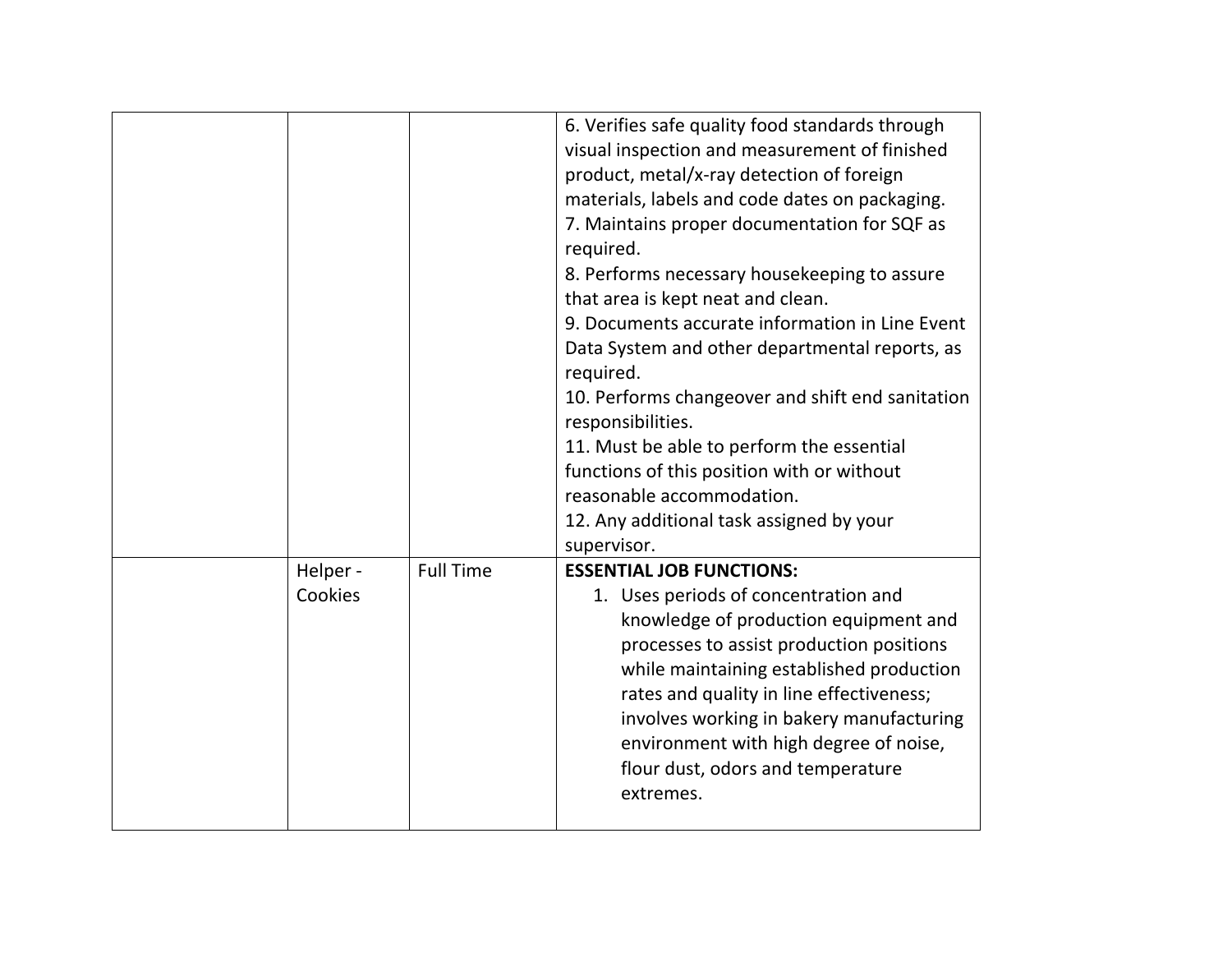| | | | |
|---|---|---|---|
| | | | 6. Verifies safe quality food standards through visual inspection and measurement of finished product, metal/x-ray detection of foreign materials, labels and code dates on packaging.<br>7. Maintains proper documentation for SQF as required.<br>8. Performs necessary housekeeping to assure that area is kept neat and clean.<br>9. Documents accurate information in Line Event Data System and other departmental reports, as required.<br>10. Performs changeover and shift end sanitation responsibilities.<br>11. Must be able to perform the essential functions of this position with or without reasonable accommodation.<br>12. Any additional task assigned by your supervisor. |
| | Helper - Cookies | Full Time | **ESSENTIAL JOB FUNCTIONS:**<br>1. Uses periods of concentration and knowledge of production equipment and processes to assist production positions while maintaining established production rates and quality in line effectiveness; involves working in bakery manufacturing environment with high degree of noise, flour dust, odors and temperature extremes. |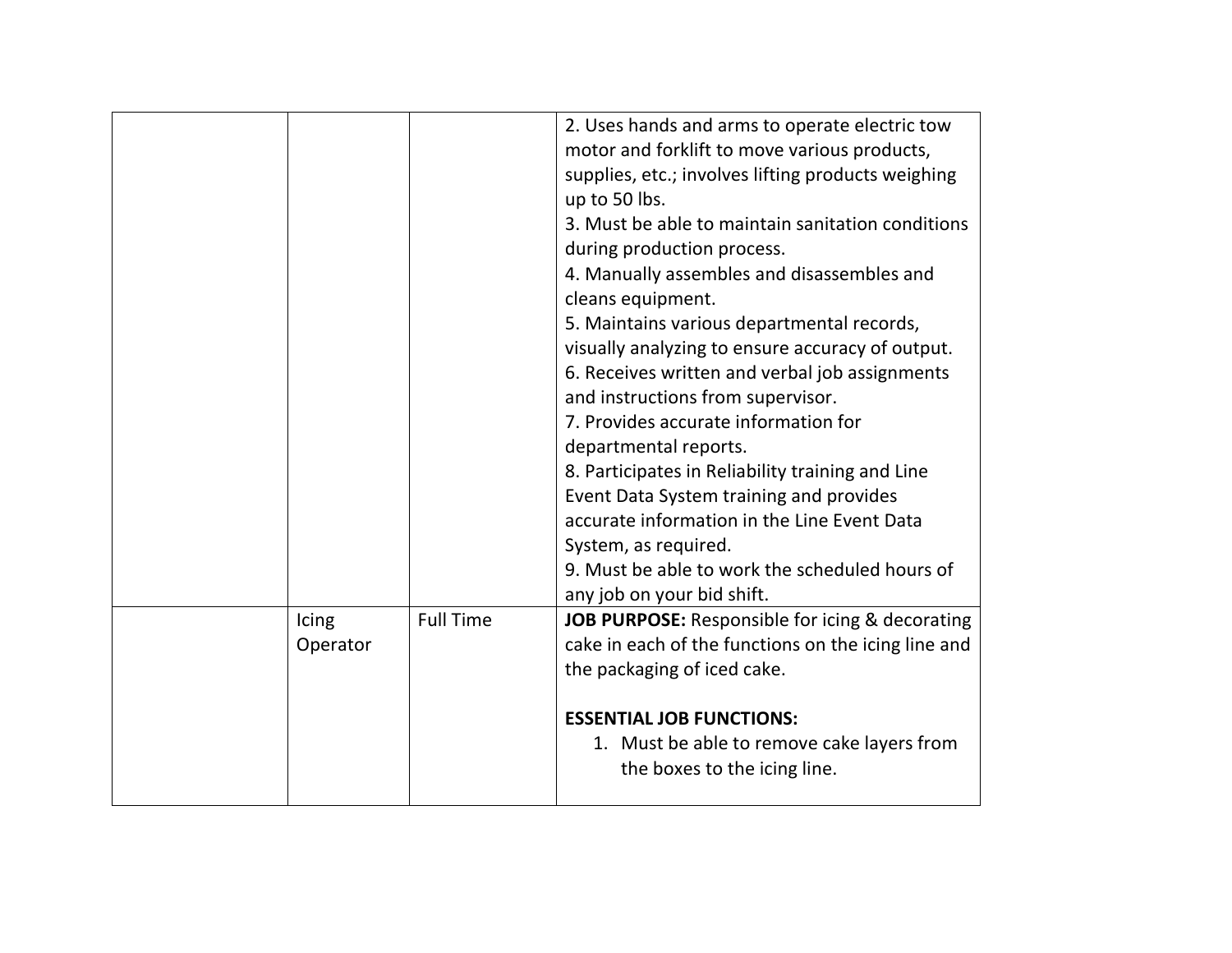| | | | |
|---|---|---|---|
| | | | 2. Uses hands and arms to operate electric tow motor and forklift to move various products, supplies, etc.; involves lifting products weighing up to 50 lbs.<br>3. Must be able to maintain sanitation conditions during production process.<br>4. Manually assembles and disassembles and cleans equipment.<br>5. Maintains various departmental records, visually analyzing to ensure accuracy of output.<br>6. Receives written and verbal job assignments and instructions from supervisor.<br>7. Provides accurate information for departmental reports.<br>8. Participates in Reliability training and Line Event Data System training and provides accurate information in the Line Event Data System, as required.<br>9. Must be able to work the scheduled hours of any job on your bid shift. |
| | Icing Operator | Full Time | **JOB PURPOSE:** Responsible for icing & decorating cake in each of the functions on the icing line and the packaging of iced cake.<br><br>**ESSENTIAL JOB FUNCTIONS:**<br>1. Must be able to remove cake layers from the boxes to the icing line. |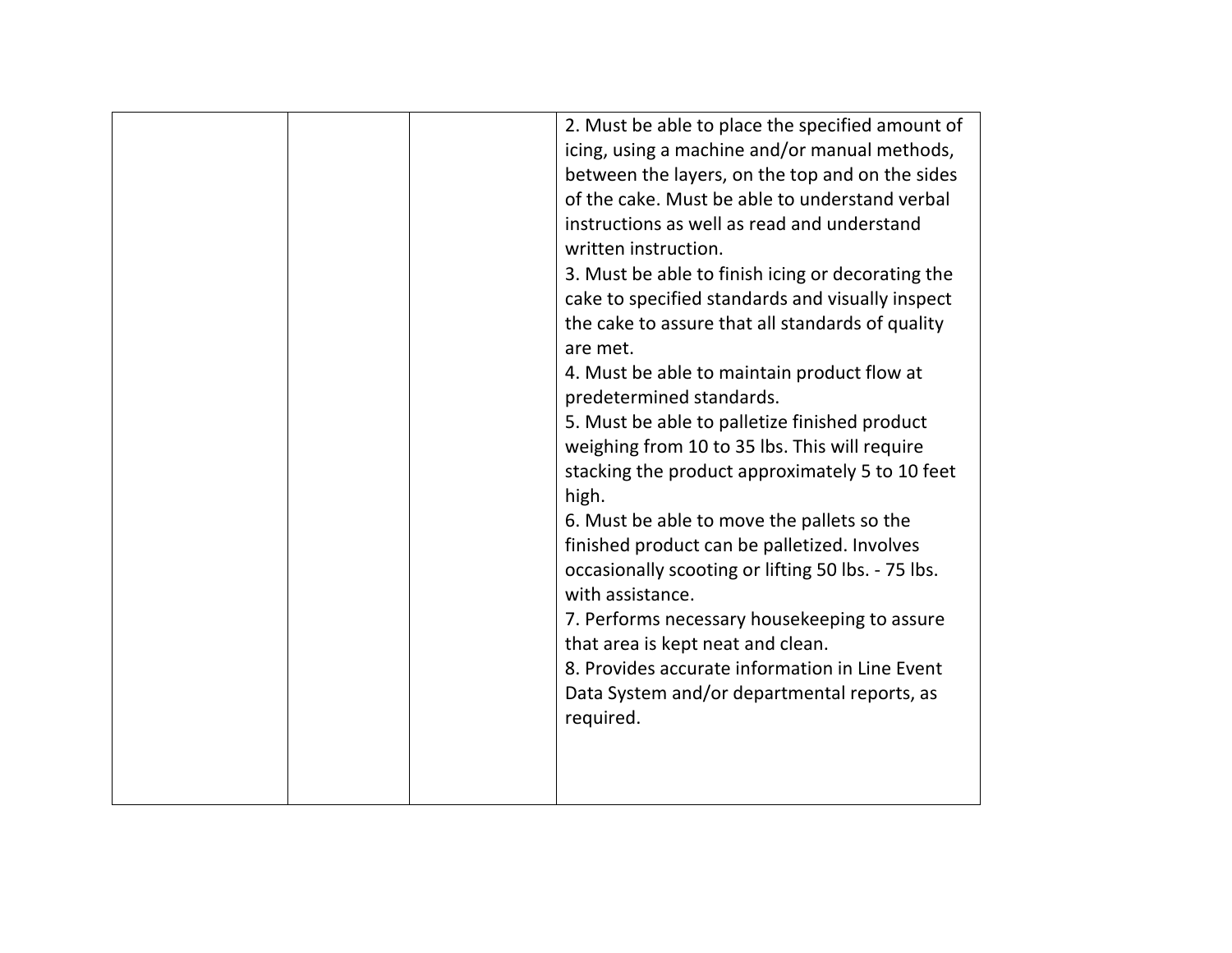|  |  |  |  |
|---|---|---|---|
|  |  |  | 2. Must be able to place the specified amount of icing, using a machine and/or manual methods, between the layers, on the top and on the sides of the cake. Must be able to understand verbal instructions as well as read and understand written instruction.<br>3. Must be able to finish icing or decorating the cake to specified standards and visually inspect the cake to assure that all standards of quality are met.<br>4. Must be able to maintain product flow at predetermined standards.<br>5. Must be able to palletize finished product weighing from 10 to 35 lbs. This will require stacking the product approximately 5 to 10 feet high.<br>6. Must be able to move the pallets so the finished product can be palletized. Involves occasionally scooting or lifting 50 lbs. - 75 lbs. with assistance.<br>7. Performs necessary housekeeping to assure that area is kept neat and clean.<br>8. Provides accurate information in Line Event Data System and/or departmental reports, as required. |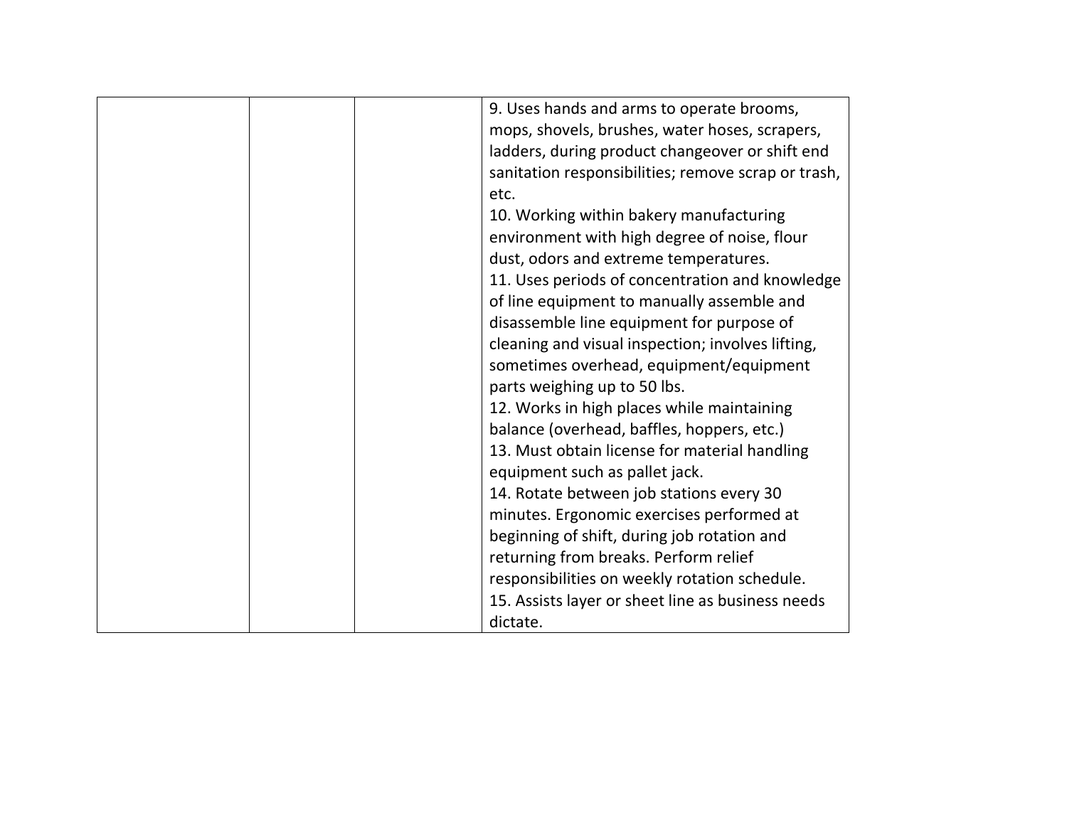| | | | |
|---|---|---|---|
| | | | 9. Uses hands and arms to operate brooms, mops, shovels, brushes, water hoses, scrapers, ladders, during product changeover or shift end sanitation responsibilities; remove scrap or trash, etc.<br>10. Working within bakery manufacturing environment with high degree of noise, flour dust, odors and extreme temperatures.<br>11. Uses periods of concentration and knowledge of line equipment to manually assemble and disassemble line equipment for purpose of cleaning and visual inspection; involves lifting, sometimes overhead, equipment/equipment parts weighing up to 50 lbs.<br>12. Works in high places while maintaining balance (overhead, baffles, hoppers, etc.)<br>13. Must obtain license for material handling equipment such as pallet jack.<br>14. Rotate between job stations every 30 minutes. Ergonomic exercises performed at beginning of shift, during job rotation and returning from breaks. Perform relief responsibilities on weekly rotation schedule.<br>15. Assists layer or sheet line as business needs dictate. |